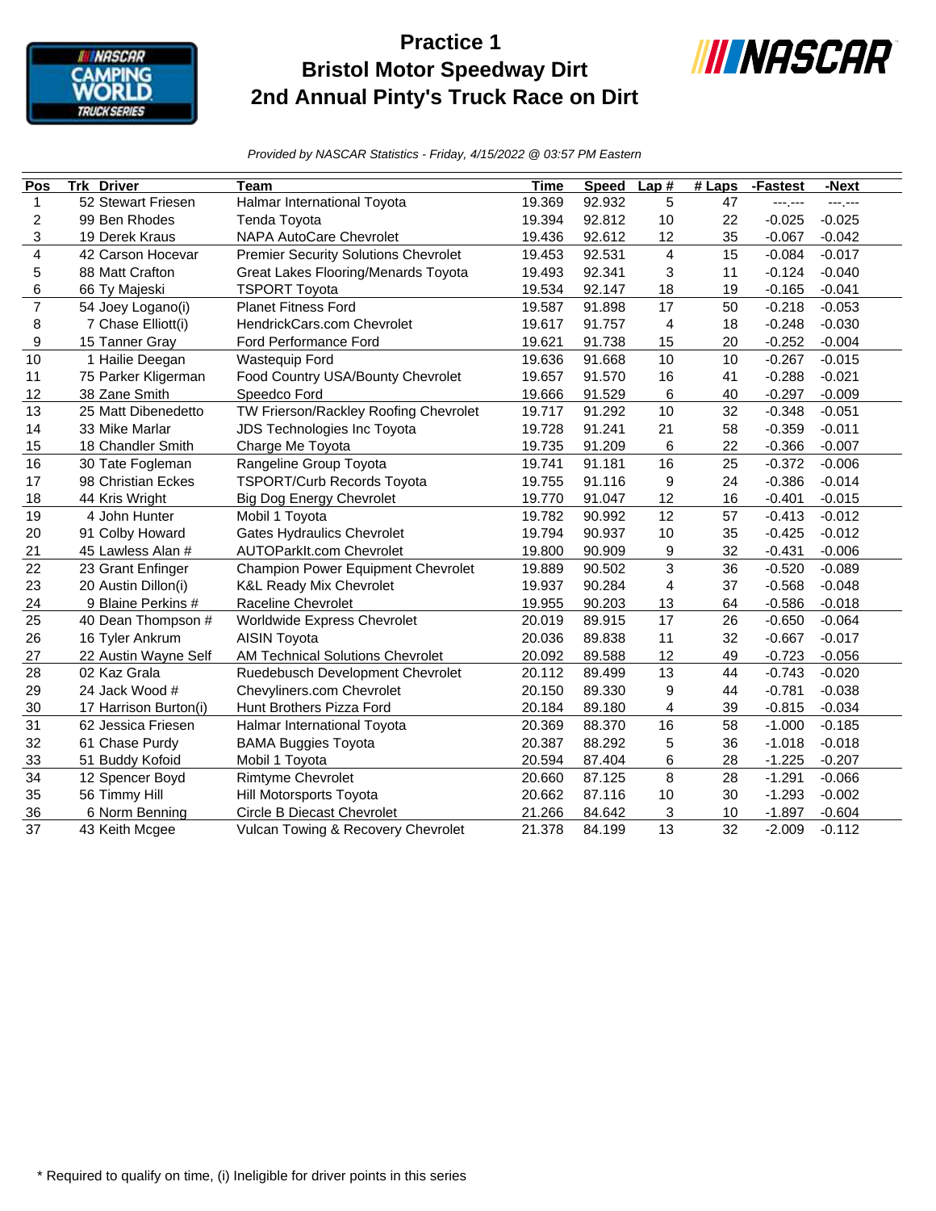# Practice 1
# Bristol Motor Speedway Dirt
# 2nd Annual Pinty's Truck Race on Dirt

*Provided by NASCAR Statistics - Friday, 4/15/2022 @ 03:57 PM Eastern*

| Pos | Trk | Driver | Team | Time | Speed | Lap # | # Laps | -Fastest | -Next |
|---|---|---|---|---|---|---|---|---|---|
| 1 | 52 | Stewart Friesen | Halmar International Toyota | 19.369 | 92.932 | 5 | 47 | ---.--- | ---.--- |
| 2 | 99 | Ben Rhodes | Tenda Toyota | 19.394 | 92.812 | 10 | 22 | -0.025 | -0.025 |
| 3 | 19 | Derek Kraus | NAPA AutoCare Chevrolet | 19.436 | 92.612 | 12 | 35 | -0.067 | -0.042 |
| 4 | 42 | Carson Hocevar | Premier Security Solutions Chevrolet | 19.453 | 92.531 | 4 | 15 | -0.084 | -0.017 |
| 5 | 88 | Matt Crafton | Great Lakes Flooring/Menards Toyota | 19.493 | 92.341 | 3 | 11 | -0.124 | -0.040 |
| 6 | 66 | Ty Majeski | TSPORT Toyota | 19.534 | 92.147 | 18 | 19 | -0.165 | -0.041 |
| 7 | 54 | Joey Logano(i) | Planet Fitness Ford | 19.587 | 91.898 | 17 | 50 | -0.218 | -0.053 |
| 8 | 7 | Chase Elliott(i) | HendrickCars.com Chevrolet | 19.617 | 91.757 | 4 | 18 | -0.248 | -0.030 |
| 9 | 15 | Tanner Gray | Ford Performance Ford | 19.621 | 91.738 | 15 | 20 | -0.252 | -0.004 |
| 10 | 1 | Hailie Deegan | Wastequip Ford | 19.636 | 91.668 | 10 | 10 | -0.267 | -0.015 |
| 11 | 75 | Parker Kligerman | Food Country USA/Bounty Chevrolet | 19.657 | 91.570 | 16 | 41 | -0.288 | -0.021 |
| 12 | 38 | Zane Smith | Speedco Ford | 19.666 | 91.529 | 6 | 40 | -0.297 | -0.009 |
| 13 | 25 | Matt Dibenedetto | TW Frierson/Rackley Roofing Chevrolet | 19.717 | 91.292 | 10 | 32 | -0.348 | -0.051 |
| 14 | 33 | Mike Marlar | JDS Technologies Inc Toyota | 19.728 | 91.241 | 21 | 58 | -0.359 | -0.011 |
| 15 | 18 | Chandler Smith | Charge Me Toyota | 19.735 | 91.209 | 6 | 22 | -0.366 | -0.007 |
| 16 | 30 | Tate Fogleman | Rangeline Group Toyota | 19.741 | 91.181 | 16 | 25 | -0.372 | -0.006 |
| 17 | 98 | Christian Eckes | TSPORT/Curb Records Toyota | 19.755 | 91.116 | 9 | 24 | -0.386 | -0.014 |
| 18 | 44 | Kris Wright | Big Dog Energy Chevrolet | 19.770 | 91.047 | 12 | 16 | -0.401 | -0.015 |
| 19 | 4 | John Hunter | Mobil 1 Toyota | 19.782 | 90.992 | 12 | 57 | -0.413 | -0.012 |
| 20 | 91 | Colby Howard | Gates Hydraulics Chevrolet | 19.794 | 90.937 | 10 | 35 | -0.425 | -0.012 |
| 21 | 45 | Lawless Alan # | AUTOParkIt.com Chevrolet | 19.800 | 90.909 | 9 | 32 | -0.431 | -0.006 |
| 22 | 23 | Grant Enfinger | Champion Power Equipment Chevrolet | 19.889 | 90.502 | 3 | 36 | -0.520 | -0.089 |
| 23 | 20 | Austin Dillon(i) | K&L Ready Mix Chevrolet | 19.937 | 90.284 | 4 | 37 | -0.568 | -0.048 |
| 24 | 9 | Blaine Perkins # | Raceline Chevrolet | 19.955 | 90.203 | 13 | 64 | -0.586 | -0.018 |
| 25 | 40 | Dean Thompson # | Worldwide Express Chevrolet | 20.019 | 89.915 | 17 | 26 | -0.650 | -0.064 |
| 26 | 16 | Tyler Ankrum | AISIN Toyota | 20.036 | 89.838 | 11 | 32 | -0.667 | -0.017 |
| 27 | 22 | Austin Wayne Self | AM Technical Solutions Chevrolet | 20.092 | 89.588 | 12 | 49 | -0.723 | -0.056 |
| 28 | 02 | Kaz Grala | Ruedebusch Development Chevrolet | 20.112 | 89.499 | 13 | 44 | -0.743 | -0.020 |
| 29 | 24 | Jack Wood # | Chevyliners.com Chevrolet | 20.150 | 89.330 | 9 | 44 | -0.781 | -0.038 |
| 30 | 17 | Harrison Burton(i) | Hunt Brothers Pizza Ford | 20.184 | 89.180 | 4 | 39 | -0.815 | -0.034 |
| 31 | 62 | Jessica Friesen | Halmar International Toyota | 20.369 | 88.370 | 16 | 58 | -1.000 | -0.185 |
| 32 | 61 | Chase Purdy | BAMA Buggies Toyota | 20.387 | 88.292 | 5 | 36 | -1.018 | -0.018 |
| 33 | 51 | Buddy Kofoid | Mobil 1 Toyota | 20.594 | 87.404 | 6 | 28 | -1.225 | -0.207 |
| 34 | 12 | Spencer Boyd | Rimtyme Chevrolet | 20.660 | 87.125 | 8 | 28 | -1.291 | -0.066 |
| 35 | 56 | Timmy Hill | Hill Motorsports Toyota | 20.662 | 87.116 | 10 | 30 | -1.293 | -0.002 |
| 36 | 6 | Norm Benning | Circle B Diecast Chevrolet | 21.266 | 84.642 | 3 | 10 | -1.897 | -0.604 |
| 37 | 43 | Keith Mcgee | Vulcan Towing & Recovery Chevrolet | 21.378 | 84.199 | 13 | 32 | -2.009 | -0.112 |

\* Required to qualify on time, (i) Ineligible for driver points in this series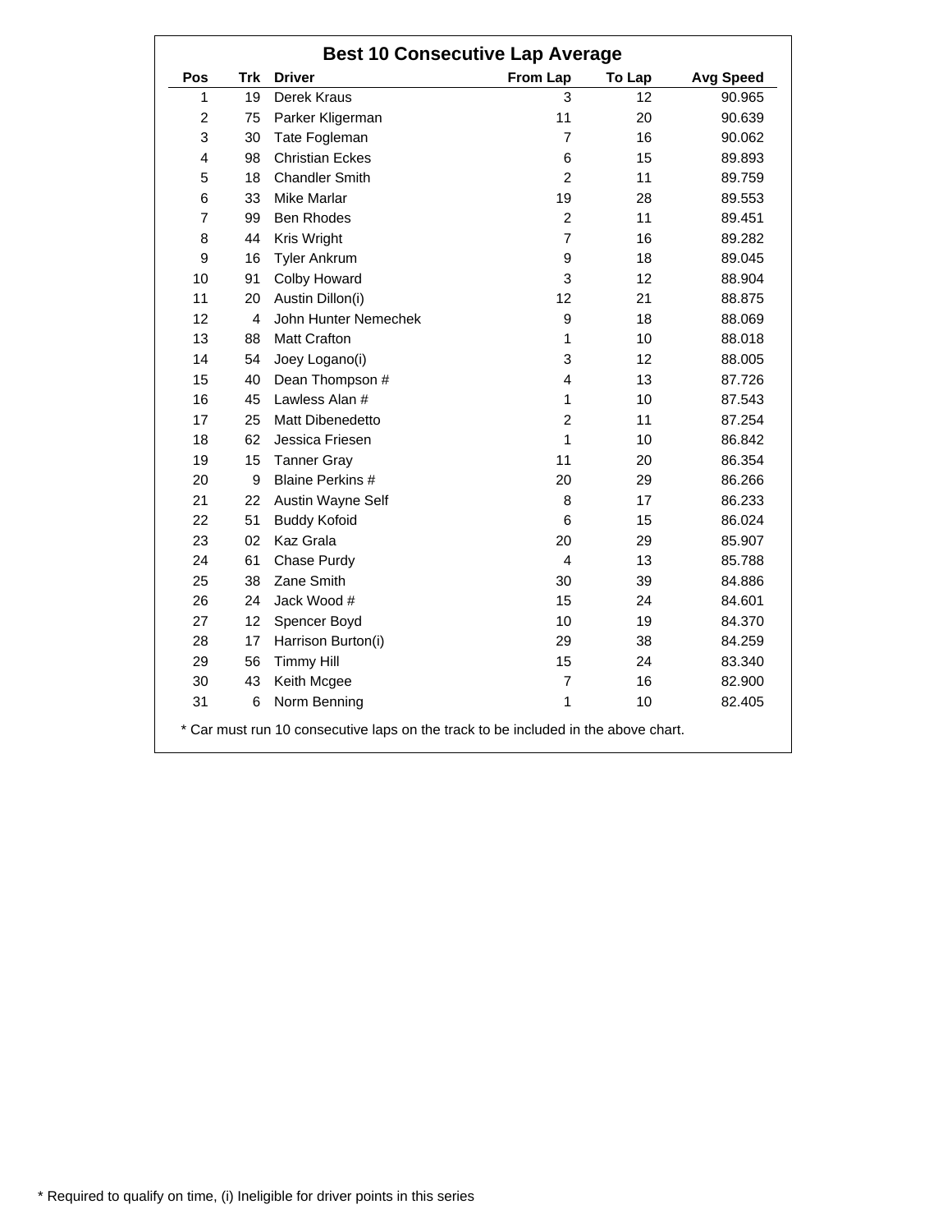## Best 10 Consecutive Lap Average

| Pos | Trk | Driver | From Lap | To Lap | Avg Speed |
|---|---|---|---|---|---|
| 1 | 19 | Derek Kraus | 3 | 12 | 90.965 |
| 2 | 75 | Parker Kligerman | 11 | 20 | 90.639 |
| 3 | 30 | Tate Fogleman | 7 | 16 | 90.062 |
| 4 | 98 | Christian Eckes | 6 | 15 | 89.893 |
| 5 | 18 | Chandler Smith | 2 | 11 | 89.759 |
| 6 | 33 | Mike Marlar | 19 | 28 | 89.553 |
| 7 | 99 | Ben Rhodes | 2 | 11 | 89.451 |
| 8 | 44 | Kris Wright | 7 | 16 | 89.282 |
| 9 | 16 | Tyler Ankrum | 9 | 18 | 89.045 |
| 10 | 91 | Colby Howard | 3 | 12 | 88.904 |
| 11 | 20 | Austin Dillon(i) | 12 | 21 | 88.875 |
| 12 | 4 | John Hunter Nemechek | 9 | 18 | 88.069 |
| 13 | 88 | Matt Crafton | 1 | 10 | 88.018 |
| 14 | 54 | Joey Logano(i) | 3 | 12 | 88.005 |
| 15 | 40 | Dean Thompson # | 4 | 13 | 87.726 |
| 16 | 45 | Lawless Alan # | 1 | 10 | 87.543 |
| 17 | 25 | Matt Dibenedetto | 2 | 11 | 87.254 |
| 18 | 62 | Jessica Friesen | 1 | 10 | 86.842 |
| 19 | 15 | Tanner Gray | 11 | 20 | 86.354 |
| 20 | 9 | Blaine Perkins # | 20 | 29 | 86.266 |
| 21 | 22 | Austin Wayne Self | 8 | 17 | 86.233 |
| 22 | 51 | Buddy Kofoid | 6 | 15 | 86.024 |
| 23 | 02 | Kaz Grala | 20 | 29 | 85.907 |
| 24 | 61 | Chase Purdy | 4 | 13 | 85.788 |
| 25 | 38 | Zane Smith | 30 | 39 | 84.886 |
| 26 | 24 | Jack Wood # | 15 | 24 | 84.601 |
| 27 | 12 | Spencer Boyd | 10 | 19 | 84.370 |
| 28 | 17 | Harrison Burton(i) | 29 | 38 | 84.259 |
| 29 | 56 | Timmy Hill | 15 | 24 | 83.340 |
| 30 | 43 | Keith Mcgee | 7 | 16 | 82.900 |
| 31 | 6 | Norm Benning | 1 | 10 | 82.405 |

* Car must run 10 consecutive laps on the track to be included in the above chart.

* Required to qualify on time, (i) Ineligible for driver points in this series